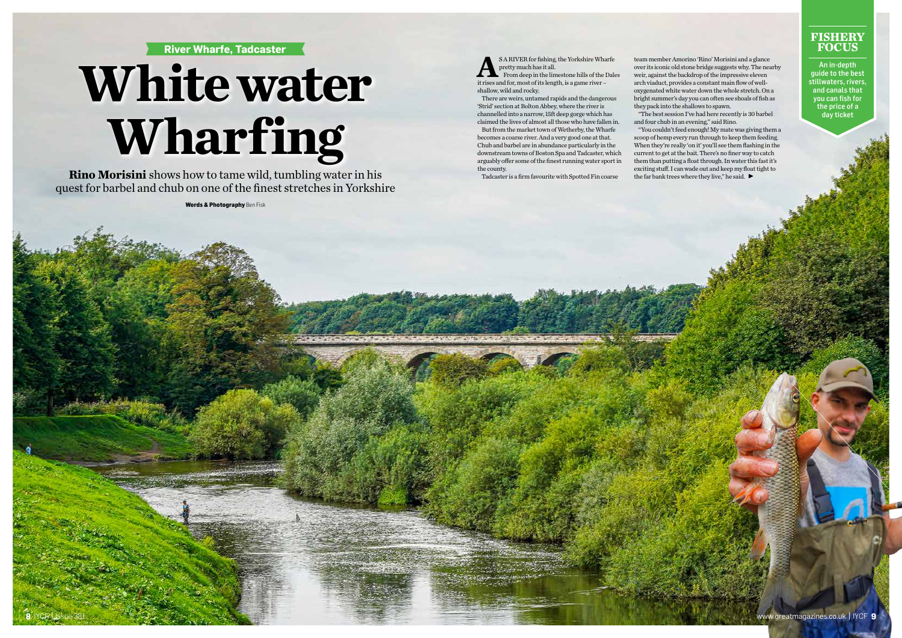River Wharfe, Tadcaster

# White water Wharfing

**Rino Morisini** shows how to tame wild, tumbling water in his quest for barbel and chub on one of the finest stretches in Yorkshire

**Words & Photography** Ben Fisk

AS A RIVER for fishing, the Yorkshire Wharfe pretty much has it all.

From deep in the limestone hills of the Dales it rises and for, most of its length, is a game river – shallow, wild and rocky.

There are weirs, untamed rapids and the dangerous 'Strid' section at Bolton Abbey, where the river is channelled into a narrow, 15ft deep gorge which has claimed the lives of almost all those who have fallen in.

But from the market town of Wetherby, the Wharfe becomes a coarse river. And a very good one at that. Chub and barbel are in abundance particularly in the downstream towns of Boston Spa and Tadcaster, which arguably offer some of the finest running water sport in the county.

Tadcaster is a firm favourite with Spotted Fin coarse team member Amorino 'Rino' Morisini and a glance over its iconic old stone bridge suggests why. The nearby weir, against the backdrop of the impressive eleven arch viaduct, provides a constant main flow of well-oxygenated white water down the whole stretch. On a bright summer's day you can often see shoals of fish as they pack into the shallows to spawn.

"The best session I've had here recently is 30 barbel and four chub in an evening," said Rino.

"You couldn't feed enough! My mate was giving them a scoop of hemp every run through to keep them feeding. When they're really 'on it' you'll see them flashing in the current to get at the bait. There's no finer way to catch them than putting a float through. In water this fast it's exciting stuff. I can wade out and keep my float tight to the far bank trees where they live," he said. ►

**FISHERY FOCUS**

An in-depth guide to the best stillwaters, rivers, and canals that you can fish for the price of a day ticket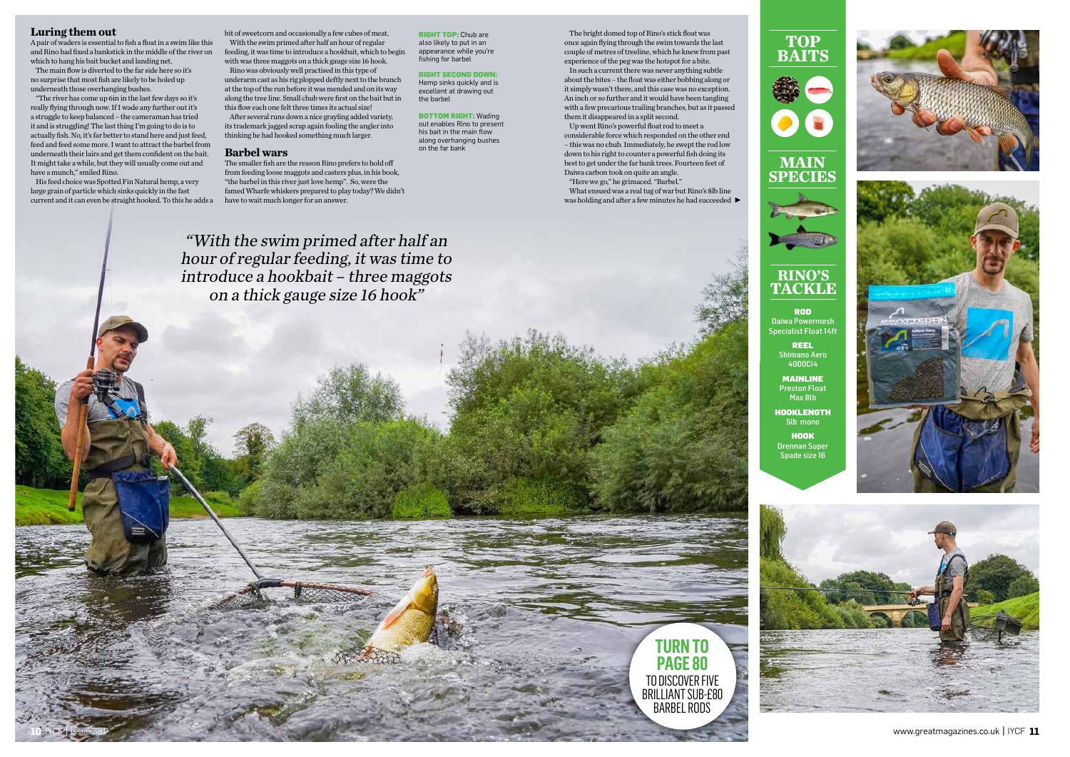## Luring them out

A pair of waders is essential to fish a float in a swim like this and Rino had fixed a bankstick in the middle of the river on which to hang his bait bucket and landing net.

The main flow is diverted to the far side here so it's no surprise that most fish are likely to be holed up underneath those overhanging bushes.

"The river has come up 6in in the last few days so it's really flying through now. If I wade any further out it's a struggle to keep balanced – the cameraman has tried it and is struggling! The last thing I'm going to do is to actually fish. No, it's far better to stand here and just feed, feed and feed some more. I want to attract the barbel from underneath their lairs and get them confident on the bait. It might take a while, but they will usually come out and have a munch," smiled Rino.

His feed choice was Spotted Fin Natural hemp, a very large grain of particle which sinks quickly in the fast current and it can even be straight hooked. To this he adds a bit of sweetcorn and occasionally a few cubes of meat.

With the swim primed after half an hour of regular feeding, it was time to introduce a hookbait, which to begin with was three maggots on a thick gauge size 16 hook.

Rino was obviously well practised in this type of underarm cast as his rig plopped deftly next to the branch at the top of the run before it was mended and on its way along the tree line. Small chub were first on the bait but in this flow each one felt three times its actual size!

After several runs down a nice grayling added variety, its trademark jagged scrap again fooling the angler into thinking he had hooked something much larger.

## Barbel wars

The smaller fish are the reason Rino prefers to hold off from feeding loose maggots and casters plus, in his book, "the barbel in this river just love hemp". So, were the famed Wharfe whiskers prepared to play today? We didn't have to wait much longer for an answer.

**RIGHT TOP:** Chub are also likely to put in an appearance while you're fishing for barbel

**RIGHT SECOND DOWN:** Hemp sinks quickly and is excellent at drawing out the barbel

**BOTTOM RIGHT:** Wading out enables Rino to present his bait in the main flow along overhanging bushes on the far bank

The bright domed top of Rino's stick float was once again flying through the swim towards the last couple of metres of treeline, which he knew from past experience of the peg was the hotspot for a bite.

In such a current there was never anything subtle about the bites – the float was either bobbing along or it simply wasn't there, and this case was no exception. An inch or so further and it would have been tangling with a few precarious trailing branches, but as it passed them it disappeared in a split second.

Up went Rino's powerful float rod to meet a considerable force which responded on the other end – this was no chub. Immediately, he swept the rod low down to his right to counter a powerful fish doing its best to get under the far bank trees. Fourteen feet of Daiwa carbon took on quite an angle.

"Here we go," he grimaced. "Barbel."

What ensued was a real tug of war but Rino's 8lb line was holding and after a few minutes he had succeeded ►

*"With the swim primed after half an hour of regular feeding, it was time to introduce a hookbait – three maggots on a thick gauge size 16 hook"*

## TOP BAITS

## MAIN SPECIES

## RINO'S TACKLE

**ROD**
Daiwa Powermesh Specialist Float 14ft

**REEL**
Shimano Aero 4000Ci4

**MAINLINE**
Preston Float Max 8lb

**HOOKLENGTH**
5lb mono

**HOOK**
Drennan Super Spade size 16

**TURN TO PAGE 80**
TO DISCOVER FIVE BRILLIANT SUB-£80 BARBEL RODS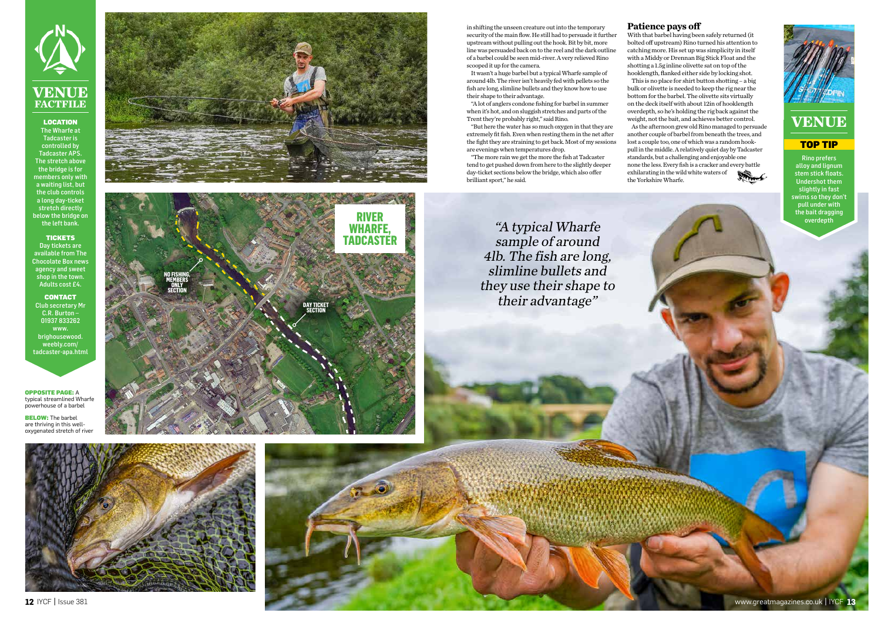## VENUE FACTFILE

**LOCATION**
The Wharfe at Tadcaster is controlled by Tadcaster APS. The stretch above the bridge is for members only with a waiting list, but the club controls a long day-ticket stretch directly below the bridge on the left bank.

**TICKETS**
Day tickets are available from The Chocolate Box news agency and sweet shop in the town. Adults cost £4.

**CONTACT**
Club secretary Mr C.R. Burton – 01937 833262
www.brighousewood.weebly.com/tadcaster-apa.html

**OPPOSITE PAGE:** A typical streamlined Wharfe powerhouse of a barbel

**BELOW:** The barbel are thriving in this well-oxygenated stretch of river

RIVER WHARFE, TADCASTER

NO FISHING, MEMBERS ONLY SECTION

DAY TICKET SECTION

in shifting the unseen creature out into the temporary security of the main flow. He still had to persuade it further upstream without pulling out the hook. Bit by bit, more line was persuaded back on to the reel and the dark outline of a barbel could be seen mid-river. A very relieved Rino scooped it up for the camera.

It wasn't a huge barbel but a typical Wharfe sample of around 4lb. The river isn't heavily fed with pellets so the fish are long, slimline bullets and they know how to use their shape to their advantage.

"A lot of anglers condone fishing for barbel in summer when it's hot, and on sluggish stretches and parts of the Trent they're probably right," said Rino.

"But here the water has so much oxygen in that they are extremely fit fish. Even when resting them in the net after the fight they are straining to get back. Most of my sessions are evenings when temperatures drop.

"The more rain we get the more the fish at Tadcaster tend to get pushed down from here to the slightly deeper day-ticket sections below the bridge, which also offer brilliant sport," he said.

### Patience pays off

With that barbel having been safely returned (it bolted off upstream) Rino turned his attention to catching more. His set up was simplicity in itself with a Middy or Drennan Big Stick Float and the shotting a 1.5g inline olivette sat on top of the hooklength, flanked either side by locking shot.

This is no place for shirt button shotting – a big bulk or olivette is needed to keep the rig near the bottom for the barbel. The olivette sits virtually on the deck itself with about 12in of hooklength overdepth, so he's holding the rig back against the weight, not the bait, and achieves better control.

As the afternoon grew old Rino managed to persuade another couple of barbel from beneath the trees, and lost a couple too, one of which was a random hook-pull in the middle. A relatively quiet day by Tadcaster standards, but a challenging and enjoyable one none the less. Every fish is a cracker and every battle exhilarating in the wild white waters of the Yorkshire Wharfe.

*"A typical Wharfe sample of around 4lb. The fish are long, slimline bullets and they use their shape to their advantage"*

## VENUE

**TOP TIP**

Rino prefers alloy and lignum stem stick floats. Undershot them slightly in fast swims so they don't pull under with the bait dragging overdepth